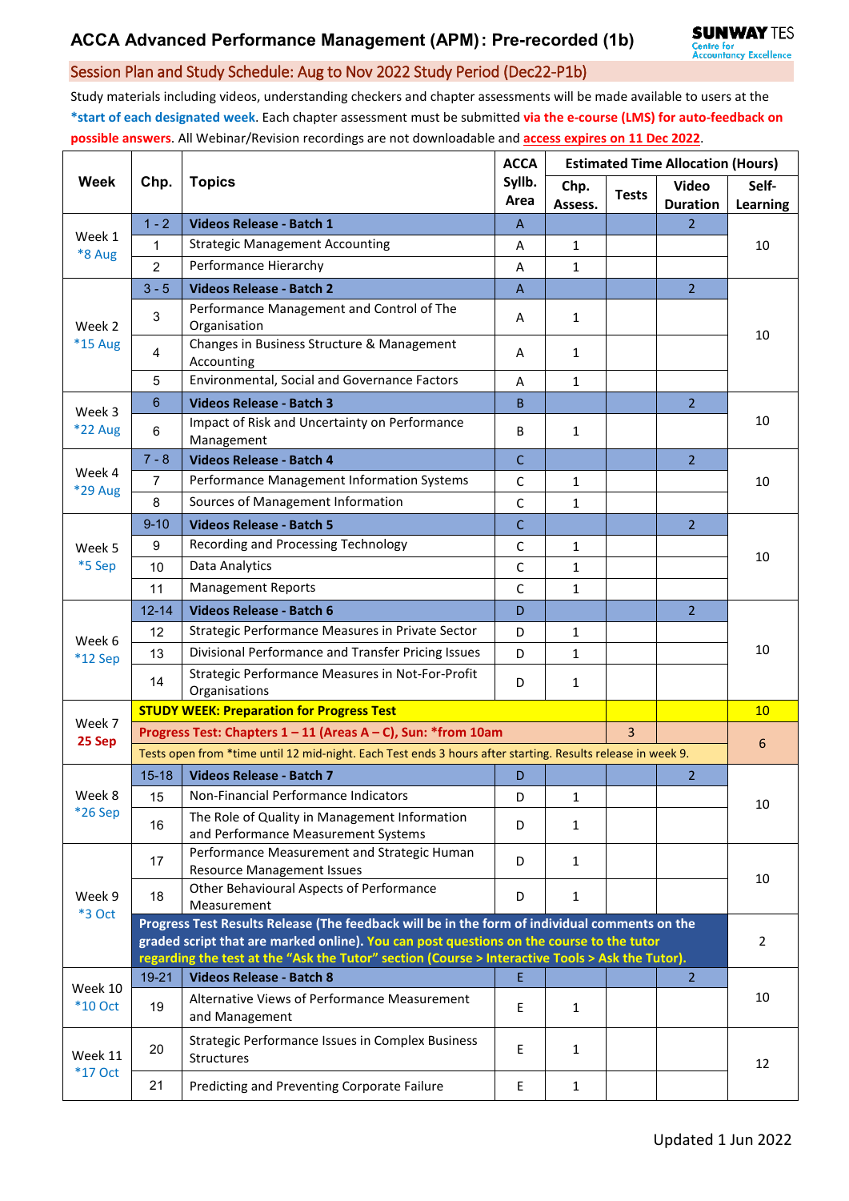# ACCA Advanced Performance Management (APM): Pre-recorded (1b)

SUNWAY TES Centre for Accountancy Excellence

## Session Plan and Study Schedule: Aug to Nov 2022 Study Period (Dec22-P1b)

Study materials including videos, understanding checkers and chapter assessments will be made available to users at the **\*start of each designated week**. Each chapter assessment must be submitted **via the e-course (LMS) for auto-feedback on possible answers**. All Webinar/Revision recordings are not downloadable and **access expires on 11 Dec 2022**.

| Week | Chp. | Topics | ACCA Syllb. Area | Estimated Time Allocation (Hours) | | | |
|---|---|---|---|---|---|---|---|
| | | | | Chp. Assess. | Tests | Video Duration | Self-Learning |
| Week 1 *8 Aug | 1 - 2 | **Videos Release - Batch 1** | A | | | 2 | 10 |
| | 1 | Strategic Management Accounting | A | 1 | | | |
| | 2 | Performance Hierarchy | A | 1 | | | |
| Week 2 *15 Aug | 3 - 5 | **Videos Release - Batch 2** | A | | | 2 | 10 |
| | 3 | Performance Management and Control of The Organisation | A | 1 | | | |
| | 4 | Changes in Business Structure & Management Accounting | A | 1 | | | |
| | 5 | Environmental, Social and Governance Factors | A | 1 | | | |
| Week 3 *22 Aug | 6 | **Videos Release - Batch 3** | B | | | 2 | 10 |
| | 6 | Impact of Risk and Uncertainty on Performance Management | B | 1 | | | |
| Week 4 *29 Aug | 7 - 8 | **Videos Release - Batch 4** | C | | | 2 | 10 |
| | 7 | Performance Management Information Systems | C | 1 | | | |
| | 8 | Sources of Management Information | C | 1 | | | |
| Week 5 *5 Sep | 9-10 | **Videos Release - Batch 5** | C | | | 2 | 10 |
| | 9 | Recording and Processing Technology | C | 1 | | | |
| | 10 | Data Analytics | C | 1 | | | |
| | 11 | Management Reports | C | 1 | | | |
| Week 6 *12 Sep | 12-14 | **Videos Release - Batch 6** | D | | | 2 | 10 |
| | 12 | Strategic Performance Measures in Private Sector | D | 1 | | | |
| | 13 | Divisional Performance and Transfer Pricing Issues | D | 1 | | | |
| | 14 | Strategic Performance Measures in Not-For-Profit Organisations | D | 1 | | | |
| Week 7 **25 Sep** | **STUDY WEEK: Preparation for Progress Test** | | | | | | 10 |
| | **Progress Test: Chapters 1 – 11 (Areas A – C), Sun: \*from 10am** | | | | 3 | | 6 |
| | Tests open from \*time until 12 mid-night. Each Test ends 3 hours after starting. Results release in week 9. | | | | | | |
| Week 8 *26 Sep | 15-18 | **Videos Release - Batch 7** | D | | | 2 | 10 |
| | 15 | Non-Financial Performance Indicators | D | 1 | | | |
| | 16 | The Role of Quality in Management Information and Performance Measurement Systems | D | 1 | | | |
| Week 9 *3 Oct | 17 | Performance Measurement and Strategic Human Resource Management Issues | D | 1 | | | 10 |
| | 18 | Other Behavioural Aspects of Performance Measurement | D | 1 | | | |
| | **Progress Test Results Release (The feedback will be in the form of individual comments on the graded script that are marked online). You can post questions on the course to the tutor regarding the test at the "Ask the Tutor" section (Course > Interactive Tools > Ask the Tutor).** | | | | | | 2 |
| Week 10 *10 Oct | 19-21 | **Videos Release - Batch 8** | E | | | 2 | 10 |
| | 19 | Alternative Views of Performance Measurement and Management | E | 1 | | | |
| Week 11 *17 Oct | 20 | Strategic Performance Issues in Complex Business Structures | E | 1 | | | 12 |
| | 21 | Predicting and Preventing Corporate Failure | E | 1 | | | |

Updated 1 Jun 2022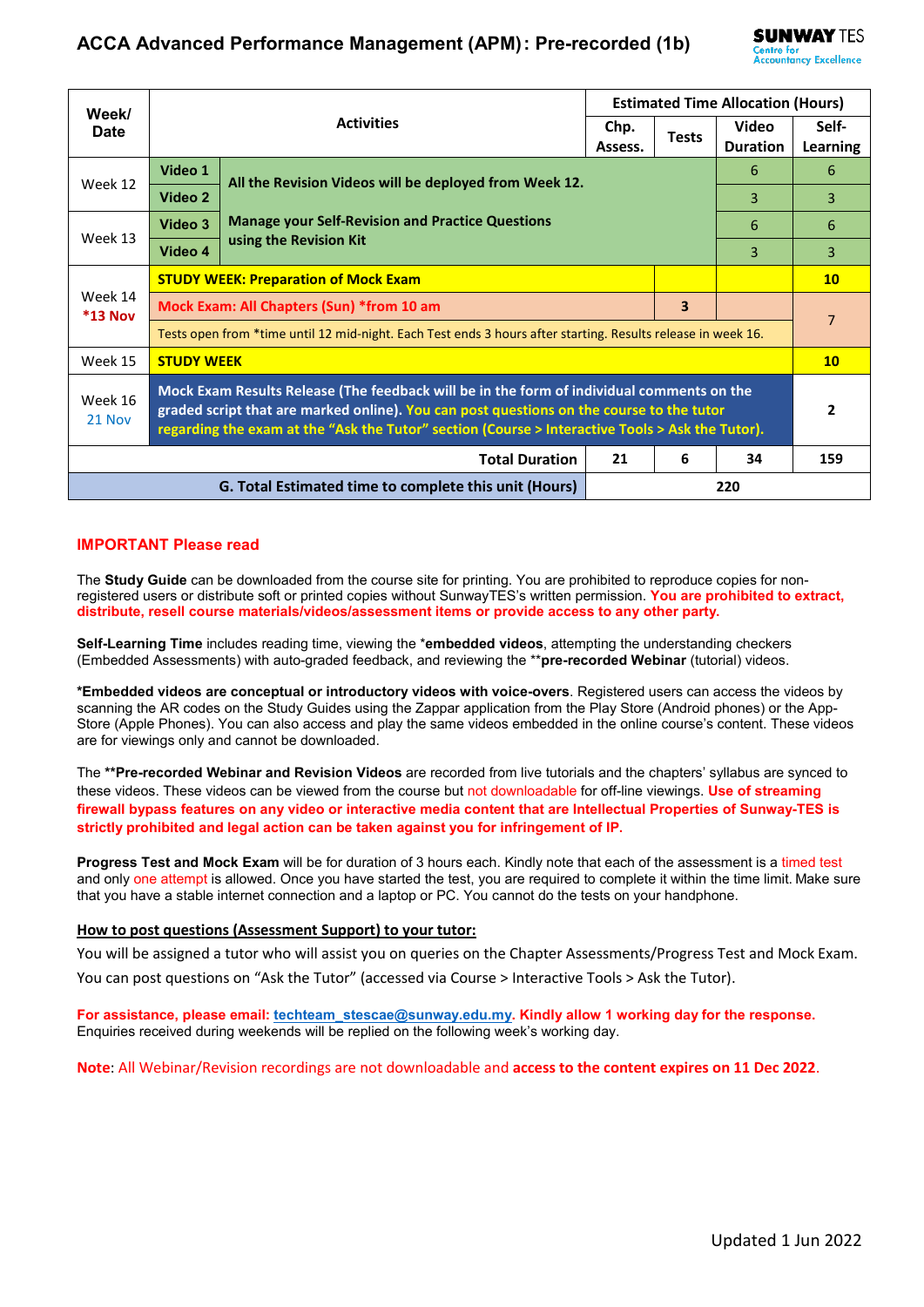# ACCA Advanced Performance Management (APM): Pre-recorded (1b)

| Week/ Date | Activities | | Estimated Time Allocation (Hours) | | | |
|---|---|---|---|---|---|---|
| | | | Chp. Assess. | Tests | Video Duration | Self-Learning |
| Week 12 | Video 1 | All the Revision Videos will be deployed from Week 12. Manage your Self-Revision and Practice Questions using the Revision Kit | | | 6 | 6 |
| | Video 2 | | | | 3 | 3 |
| Week 13 | Video 3 | | | | 6 | 6 |
| | Video 4 | | | | 3 | 3 |
| Week 14 *13 Nov | STUDY WEEK: Preparation of Mock Exam | | | | | **10** |
| | Mock Exam: All Chapters (Sun) *from 10 am | | | **3** | | 7 |
| | Tests open from *time until 12 mid-night. Each Test ends 3 hours after starting. Results release in week 16. | | | | | |
| Week 15 | STUDY WEEK | | | | | **10** |
| Week 16 21 Nov | **Mock Exam Results Release (The feedback will be in the form of individual comments on the graded script that are marked online). You can post questions on the course to the tutor regarding the exam at the "Ask the Tutor" section (Course > Interactive Tools > Ask the Tutor).** | | | | | **2** |
| **Total Duration** | | | **21** | **6** | **34** | **159** |
| **G. Total Estimated time to complete this unit (Hours)** | | | **220** | | | |

**IMPORTANT Please read**

The **Study Guide** can be downloaded from the course site for printing. You are prohibited to reproduce copies for non-registered users or distribute soft or printed copies without SunwayTES's written permission. **You are prohibited to extract, distribute, resell course materials/videos/assessment items or provide access to any other party.**

**Self-Learning Time** includes reading time, viewing the ***embedded videos**, attempting the understanding checkers (Embedded Assessments) with auto-graded feedback, and reviewing the ****pre-recorded Webinar** (tutorial) videos.

***Embedded videos are conceptual or introductory videos with voice-overs**. Registered users can access the videos by scanning the AR codes on the Study Guides using the Zappar application from the Play Store (Android phones) or the App-Store (Apple Phones). You can also access and play the same videos embedded in the online course's content. These videos are for viewings only and cannot be downloaded.

The ****Pre-recorded Webinar and Revision Videos** are recorded from live tutorials and the chapters' syllabus are synced to these videos. These videos can be viewed from the course but not downloadable for off-line viewings. **Use of streaming firewall bypass features on any video or interactive media content that are Intellectual Properties of Sunway-TES is strictly prohibited and legal action can be taken against you for infringement of IP.**

**Progress Test and Mock Exam** will be for duration of 3 hours each. Kindly note that each of the assessment is a timed test and only one attempt is allowed. Once you have started the test, you are required to complete it within the time limit. Make sure that you have a stable internet connection and a laptop or PC. You cannot do the tests on your handphone.

**How to post questions (Assessment Support) to your tutor:**

You will be assigned a tutor who will assist you on queries on the Chapter Assessments/Progress Test and Mock Exam. You can post questions on "Ask the Tutor" (accessed via Course > Interactive Tools > Ask the Tutor).

**For assistance, please email: techteam_stescae@sunway.edu.my. Kindly allow 1 working day for the response.** Enquiries received during weekends will be replied on the following week's working day.

**Note**: All Webinar/Revision recordings are not downloadable and **access to the content expires on 11 Dec 2022**.

Updated 1 Jun 2022